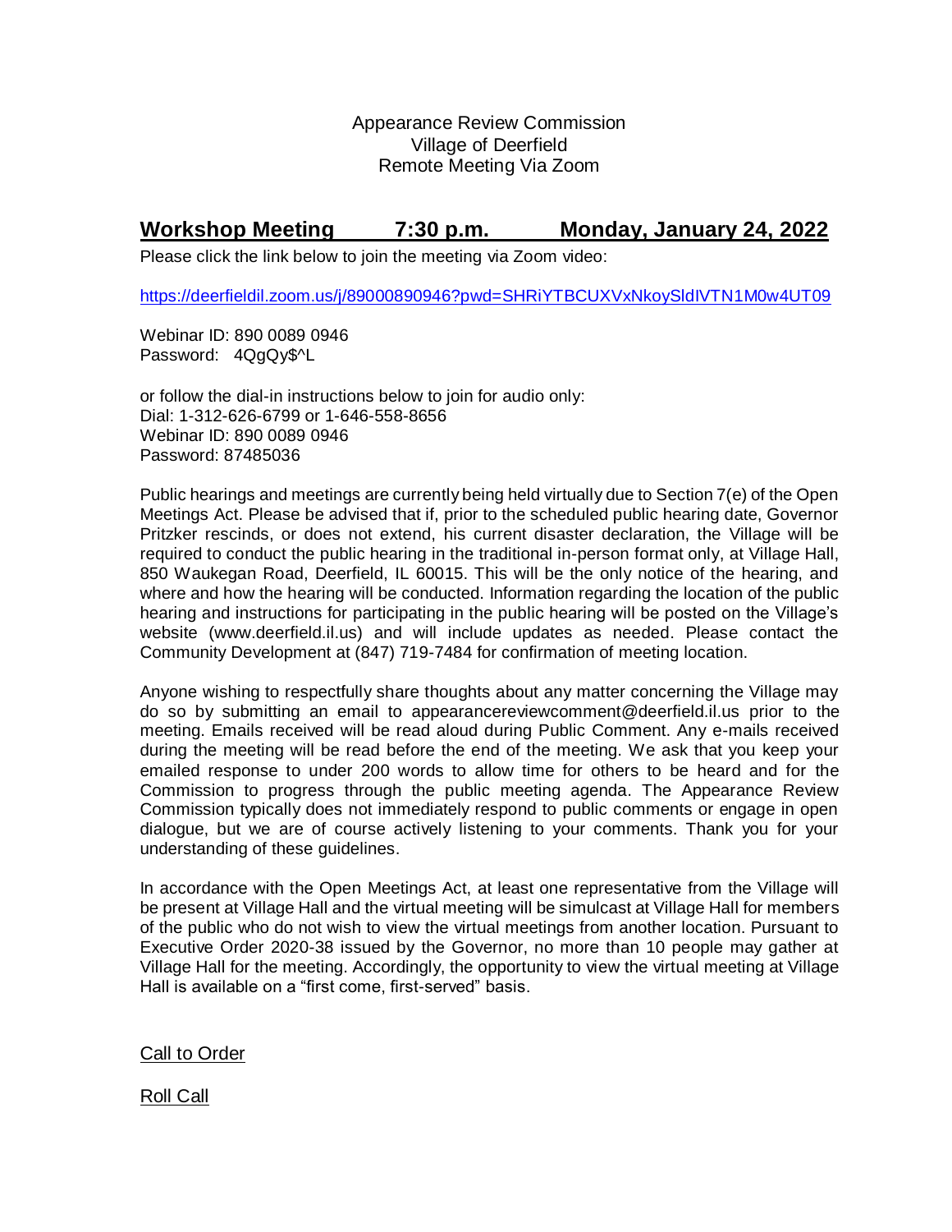Appearance Review Commission
Village of Deerfield
Remote Meeting Via Zoom

## Workshop Meeting 7:30 p.m. Monday, January 24, 2022

Please click the link below to join the meeting via Zoom video:

https://deerfieldil.zoom.us/j/89000890946?pwd=SHRiYTBCUXVxNkoySldIVTN1M0w4UT09

Webinar ID: 890 0089 0946
Password: 4QgQy$^L

or follow the dial-in instructions below to join for audio only:
Dial: 1-312-626-6799 or 1-646-558-8656
Webinar ID: 890 0089 0946
Password: 87485036

Public hearings and meetings are currently being held virtually due to Section 7(e) of the Open Meetings Act. Please be advised that if, prior to the scheduled public hearing date, Governor Pritzker rescinds, or does not extend, his current disaster declaration, the Village will be required to conduct the public hearing in the traditional in-person format only, at Village Hall, 850 Waukegan Road, Deerfield, IL 60015. This will be the only notice of the hearing, and where and how the hearing will be conducted. Information regarding the location of the public hearing and instructions for participating in the public hearing will be posted on the Village's website (www.deerfield.il.us) and will include updates as needed. Please contact the Community Development at (847) 719-7484 for confirmation of meeting location.

Anyone wishing to respectfully share thoughts about any matter concerning the Village may do so by submitting an email to appearancereviewcomment@deerfield.il.us prior to the meeting. Emails received will be read aloud during Public Comment. Any e-mails received during the meeting will be read before the end of the meeting. We ask that you keep your emailed response to under 200 words to allow time for others to be heard and for the Commission to progress through the public meeting agenda. The Appearance Review Commission typically does not immediately respond to public comments or engage in open dialogue, but we are of course actively listening to your comments. Thank you for your understanding of these guidelines.

In accordance with the Open Meetings Act, at least one representative from the Village will be present at Village Hall and the virtual meeting will be simulcast at Village Hall for members of the public who do not wish to view the virtual meetings from another location. Pursuant to Executive Order 2020-38 issued by the Governor, no more than 10 people may gather at Village Hall for the meeting. Accordingly, the opportunity to view the virtual meeting at Village Hall is available on a "first come, first-served" basis.

Call to Order

Roll Call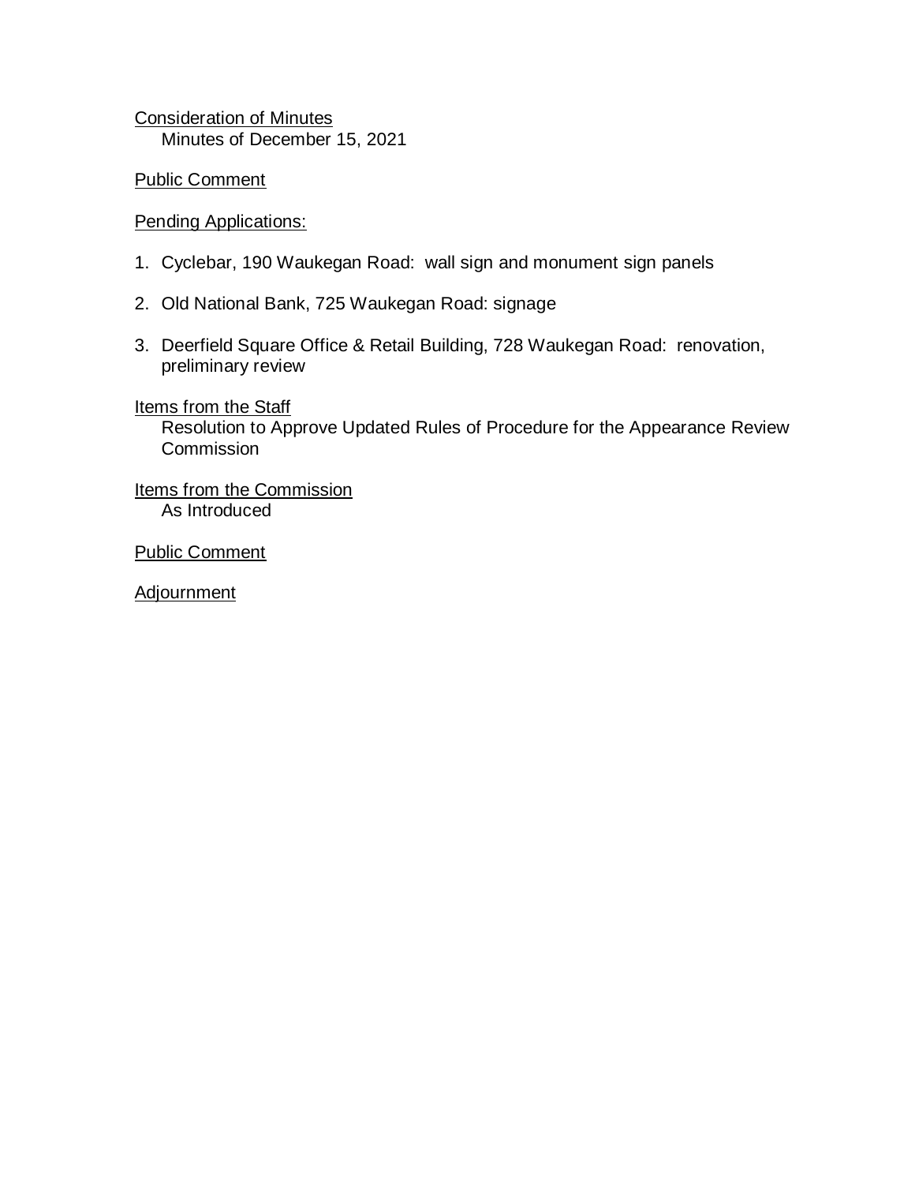Consideration of Minutes
Minutes of December 15, 2021

Public Comment

Pending Applications:

1. Cyclebar, 190 Waukegan Road: wall sign and monument sign panels

2. Old National Bank, 725 Waukegan Road: signage

3. Deerfield Square Office & Retail Building, 728 Waukegan Road: renovation, preliminary review

Items from the Staff
Resolution to Approve Updated Rules of Procedure for the Appearance Review Commission

Items from the Commission
As Introduced

Public Comment

Adjournment